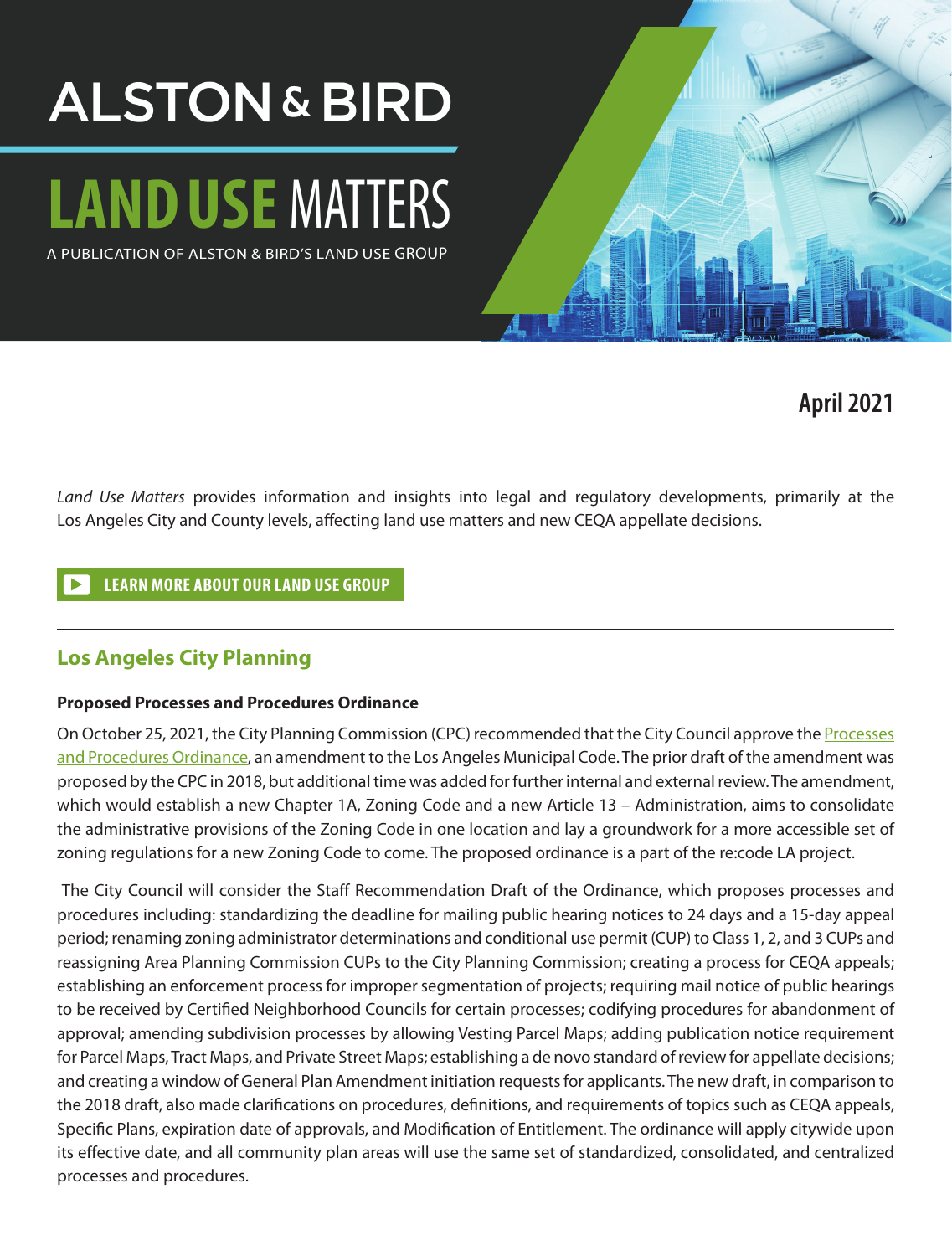# ALSTON & BIRD

# LAND USE MATTERS

A PUBLICATION OF ALSTON & BIRD'S LAND USE GROUP

**April 2021**

*Land Use Matters* provides information and insights into legal and regulatory developments, primarily at the Los Angeles City and County levels, affecting land use matters and new CEQA appellate decisions.

**LEARN MORE ABOUT OUR LAND USE GROUP**

---

## Los Angeles City Planning

### Proposed Processes and Procedures Ordinance

On October 25, 2021, the City Planning Commission (CPC) recommended that the City Council approve the Processes and Procedures Ordinance, an amendment to the Los Angeles Municipal Code. The prior draft of the amendment was proposed by the CPC in 2018, but additional time was added for further internal and external review. The amendment, which would establish a new Chapter 1A, Zoning Code and a new Article 13 – Administration, aims to consolidate the administrative provisions of the Zoning Code in one location and lay a groundwork for a more accessible set of zoning regulations for a new Zoning Code to come. The proposed ordinance is a part of the re:code LA project.

The City Council will consider the Staff Recommendation Draft of the Ordinance, which proposes processes and procedures including: standardizing the deadline for mailing public hearing notices to 24 days and a 15-day appeal period; renaming zoning administrator determinations and conditional use permit (CUP) to Class 1, 2, and 3 CUPs and reassigning Area Planning Commission CUPs to the City Planning Commission; creating a process for CEQA appeals; establishing an enforcement process for improper segmentation of projects; requiring mail notice of public hearings to be received by Certified Neighborhood Councils for certain processes; codifying procedures for abandonment of approval; amending subdivision processes by allowing Vesting Parcel Maps; adding publication notice requirement for Parcel Maps, Tract Maps, and Private Street Maps; establishing a de novo standard of review for appellate decisions; and creating a window of General Plan Amendment initiation requests for applicants. The new draft, in comparison to the 2018 draft, also made clarifications on procedures, definitions, and requirements of topics such as CEQA appeals, Specific Plans, expiration date of approvals, and Modification of Entitlement. The ordinance will apply citywide upon its effective date, and all community plan areas will use the same set of standardized, consolidated, and centralized processes and procedures.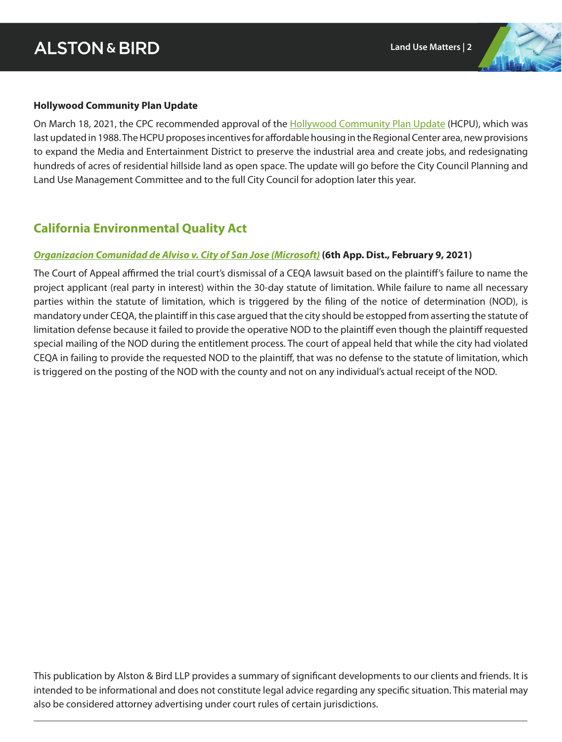### Hollywood Community Plan Update

On March 18, 2021, the CPC recommended approval of the Hollywood Community Plan Update (HCPU), which was last updated in 1988. The HCPU proposes incentives for affordable housing in the Regional Center area, new provisions to expand the Media and Entertainment District to preserve the industrial area and create jobs, and redesignating hundreds of acres of residential hillside land as open space. The update will go before the City Council Planning and Land Use Management Committee and to the full City Council for adoption later this year.

## California Environmental Quality Act

***Organizacion Comunidad de Alviso v. City of San Jose (Microsoft)*** **(6th App. Dist., February 9, 2021)**

The Court of Appeal affirmed the trial court's dismissal of a CEQA lawsuit based on the plaintiff's failure to name the project applicant (real party in interest) within the 30-day statute of limitation. While failure to name all necessary parties within the statute of limitation, which is triggered by the filing of the notice of determination (NOD), is mandatory under CEQA, the plaintiff in this case argued that the city should be estopped from asserting the statute of limitation defense because it failed to provide the operative NOD to the plaintiff even though the plaintiff requested special mailing of the NOD during the entitlement process. The court of appeal held that while the city had violated CEQA in failing to provide the requested NOD to the plaintiff, that was no defense to the statute of limitation, which is triggered on the posting of the NOD with the county and not on any individual's actual receipt of the NOD.

This publication by Alston & Bird LLP provides a summary of significant developments to our clients and friends. It is intended to be informational and does not constitute legal advice regarding any specific situation. This material may also be considered attorney advertising under court rules of certain jurisdictions.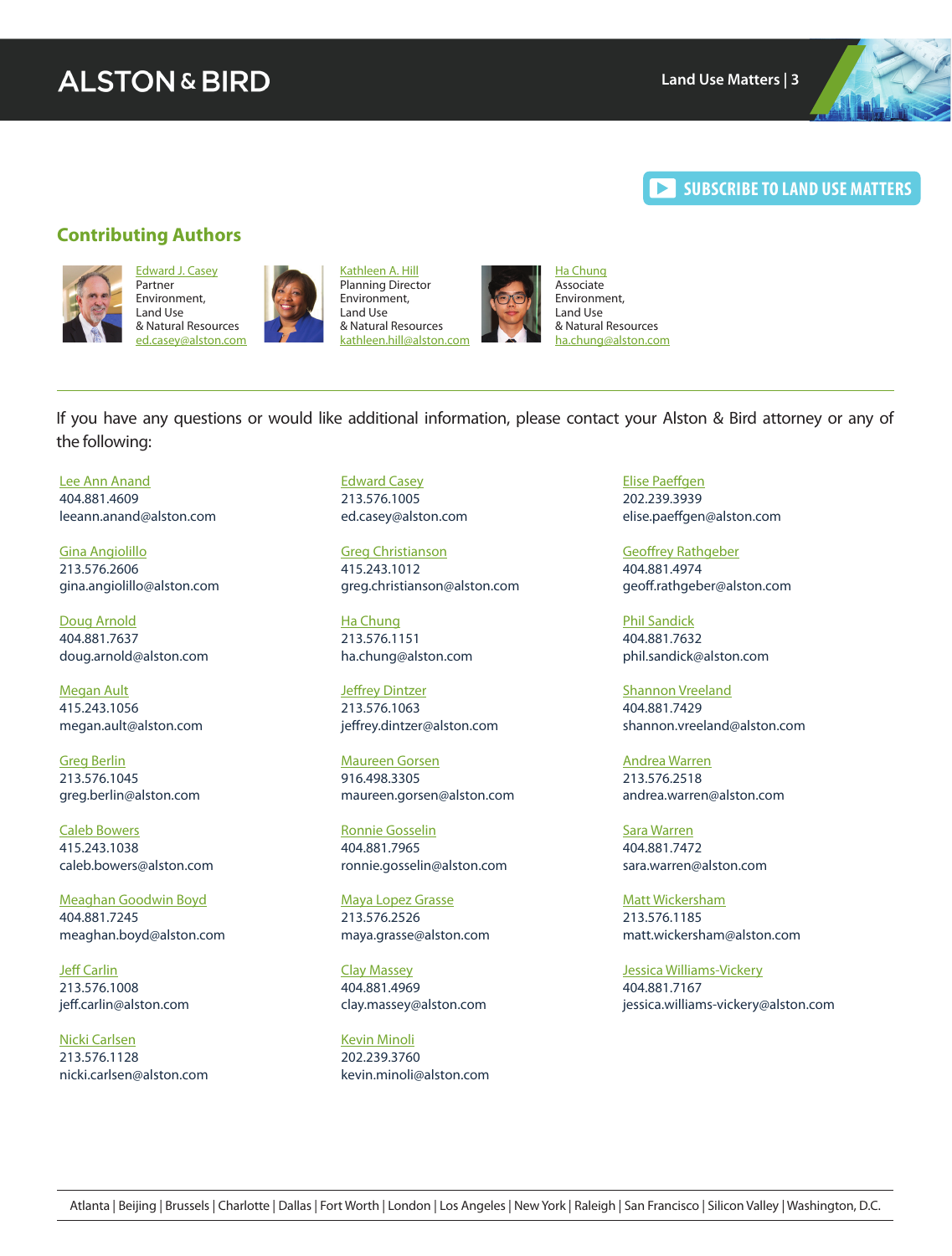SUBSCRIBE TO LAND USE MATTERS

## Contributing Authors

Edward J. Casey
Partner
Environment,
Land Use
& Natural Resources
ed.casey@alston.com

Kathleen A. Hill
Planning Director
Environment,
Land Use
& Natural Resources
kathleen.hill@alston.com

Ha Chung
Associate
Environment,
Land Use
& Natural Resources
ha.chung@alston.com

---

If you have any questions or would like additional information, please contact your Alston & Bird attorney or any of the following:

Lee Ann Anand
404.881.4609
leeann.anand@alston.com

Gina Angiolillo
213.576.2606
gina.angiolillo@alston.com

Doug Arnold
404.881.7637
doug.arnold@alston.com

Megan Ault
415.243.1056
megan.ault@alston.com

Greg Berlin
213.576.1045
greg.berlin@alston.com

Caleb Bowers
415.243.1038
caleb.bowers@alston.com

Meaghan Goodwin Boyd
404.881.7245
meaghan.boyd@alston.com

Jeff Carlin
213.576.1008
jeff.carlin@alston.com

Nicki Carlsen
213.576.1128
nicki.carlsen@alston.com

Edward Casey
213.576.1005
ed.casey@alston.com

Greg Christianson
415.243.1012
greg.christianson@alston.com

Ha Chung
213.576.1151
ha.chung@alston.com

Jeffrey Dintzer
213.576.1063
jeffrey.dintzer@alston.com

Maureen Gorsen
916.498.3305
maureen.gorsen@alston.com

Ronnie Gosselin
404.881.7965
ronnie.gosselin@alston.com

Maya Lopez Grasse
213.576.2526
maya.grasse@alston.com

Clay Massey
404.881.4969
clay.massey@alston.com

Kevin Minoli
202.239.3760
kevin.minoli@alston.com

Elise Paeffgen
202.239.3939
elise.paeffgen@alston.com

Geoffrey Rathgeber
404.881.4974
geoff.rathgeber@alston.com

Phil Sandick
404.881.7632
phil.sandick@alston.com

Shannon Vreeland
404.881.7429
shannon.vreeland@alston.com

Andrea Warren
213.576.2518
andrea.warren@alston.com

Sara Warren
404.881.7472
sara.warren@alston.com

Matt Wickersham
213.576.1185
matt.wickersham@alston.com

Jessica Williams-Vickery
404.881.7167
jessica.williams-vickery@alston.com

---

Atlanta | Beijing | Brussels | Charlotte | Dallas | Fort Worth | London | Los Angeles | New York | Raleigh | San Francisco | Silicon Valley | Washington, D.C.